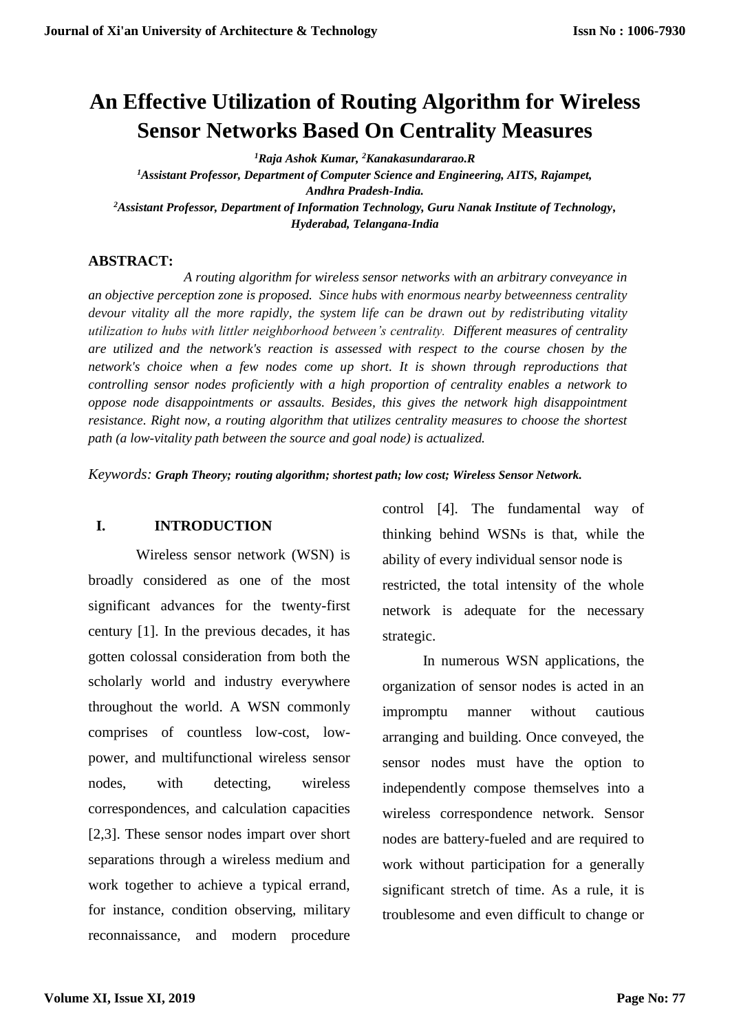# An Effective Utilization of Routing Algorithm for Wireless Sensor Networks Based On Centrality Measures

***[1]Raja Ashok Kumar, [2]Kanakasundararao.R***

***[1]Assistant Professor, Department of Computer Science and Engineering, AITS, Rajampet, Andhra Pradesh-India.***

***[2]Assistant Professor, Department of Information Technology, Guru Nanak Institute of Technology, Hyderabad, Telangana-India***

## ABSTRACT:

*A routing algorithm for wireless sensor networks with an arbitrary conveyance in an objective perception zone is proposed. Since hubs with enormous nearby betweenness centrality devour vitality all the more rapidly, the system life can be drawn out by redistributing vitality utilization to hubs with littler neighborhood between's centrality. Different measures of centrality are utilized and the network's reaction is assessed with respect to the course chosen by the network's choice when a few nodes come up short. It is shown through reproductions that controlling sensor nodes proficiently with a high proportion of centrality enables a network to oppose node disappointments or assaults. Besides, this gives the network high disappointment resistance. Right now, a routing algorithm that utilizes centrality measures to choose the shortest path (a low-vitality path between the source and goal node) is actualized.*

*Keywords:* ***Graph Theory; routing algorithm; shortest path; low cost; Wireless Sensor Network.***

## I. INTRODUCTION

Wireless sensor network (WSN) is broadly considered as one of the most significant advances for the twenty-first century [1]. In the previous decades, it has gotten colossal consideration from both the scholarly world and industry everywhere throughout the world. A WSN commonly comprises of countless low-cost, low-power, and multifunctional wireless sensor nodes, with detecting, wireless correspondences, and calculation capacities [2,3]. These sensor nodes impart over short separations through a wireless medium and work together to achieve a typical errand, for instance, condition observing, military reconnaissance, and modern procedure control [4]. The fundamental way of thinking behind WSNs is that, while the ability of every individual sensor node is restricted, the total intensity of the whole network is adequate for the necessary strategic.

In numerous WSN applications, the organization of sensor nodes is acted in an impromptu manner without cautious arranging and building. Once conveyed, the sensor nodes must have the option to independently compose themselves into a wireless correspondence network. Sensor nodes are battery-fueled and are required to work without participation for a generally significant stretch of time. As a rule, it is troublesome and even difficult to change or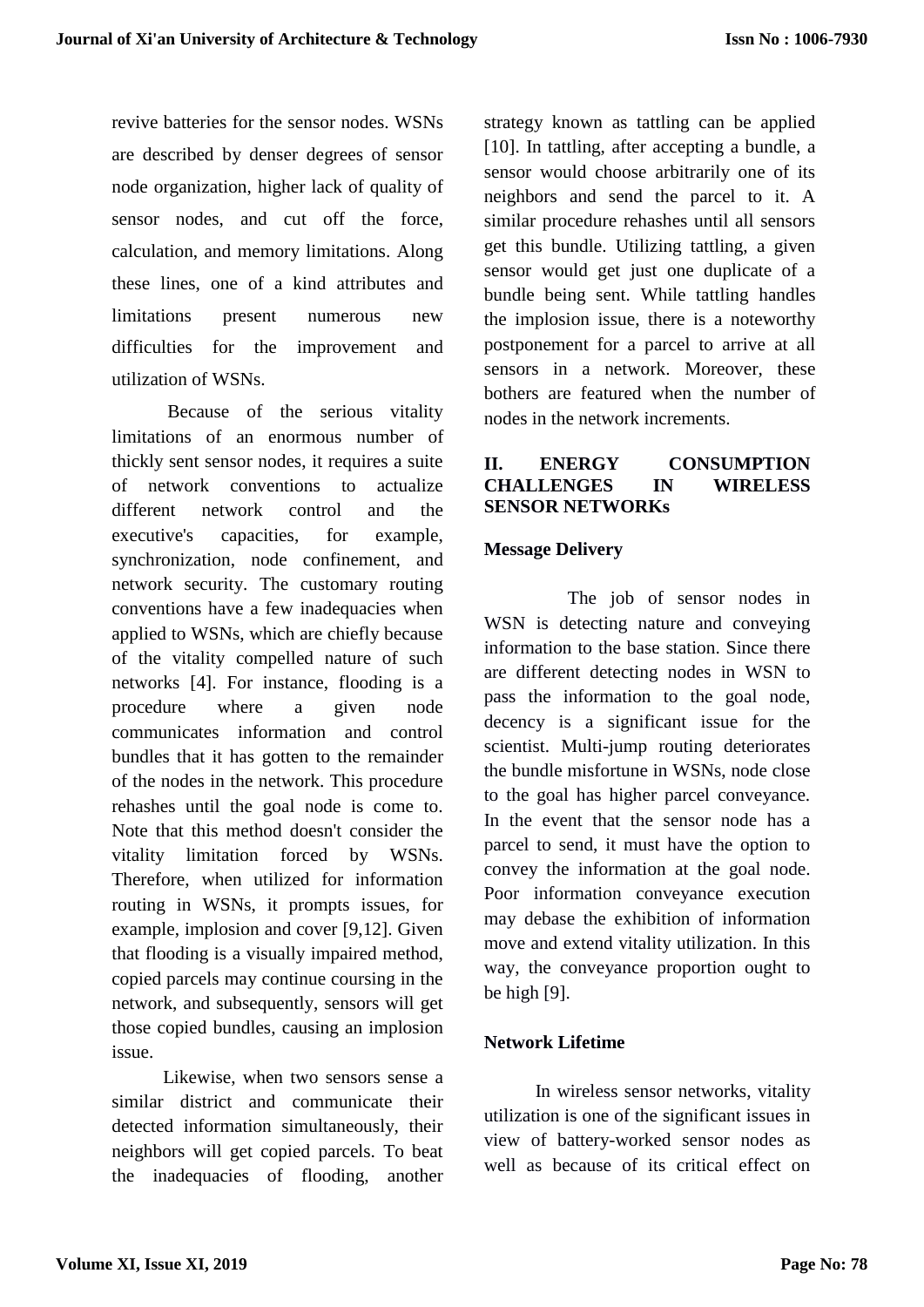revive batteries for the sensor nodes. WSNs are described by denser degrees of sensor node organization, higher lack of quality of sensor nodes, and cut off the force, calculation, and memory limitations. Along these lines, one of a kind attributes and limitations present numerous new difficulties for the improvement and utilization of WSNs.

Because of the serious vitality limitations of an enormous number of thickly sent sensor nodes, it requires a suite of network conventions to actualize different network control and the executive's capacities, for example, synchronization, node confinement, and network security. The customary routing conventions have a few inadequacies when applied to WSNs, which are chiefly because of the vitality compelled nature of such networks [4]. For instance, flooding is a procedure where a given node communicates information and control bundles that it has gotten to the remainder of the nodes in the network. This procedure rehashes until the goal node is come to. Note that this method doesn't consider the vitality limitation forced by WSNs. Therefore, when utilized for information routing in WSNs, it prompts issues, for example, implosion and cover [9,12]. Given that flooding is a visually impaired method, copied parcels may continue coursing in the network, and subsequently, sensors will get those copied bundles, causing an implosion issue.

Likewise, when two sensors sense a similar district and communicate their detected information simultaneously, their neighbors will get copied parcels. To beat the inadequacies of flooding, another strategy known as tattling can be applied [10]. In tattling, after accepting a bundle, a sensor would choose arbitrarily one of its neighbors and send the parcel to it. A similar procedure rehashes until all sensors get this bundle. Utilizing tattling, a given sensor would get just one duplicate of a bundle being sent. While tattling handles the implosion issue, there is a noteworthy postponement for a parcel to arrive at all sensors in a network. Moreover, these bothers are featured when the number of nodes in the network increments.

## II. ENERGY CONSUMPTION CHALLENGES IN WIRELESS SENSOR NETWORKs

### Message Delivery

The job of sensor nodes in WSN is detecting nature and conveying information to the base station. Since there are different detecting nodes in WSN to pass the information to the goal node, decency is a significant issue for the scientist. Multi-jump routing deteriorates the bundle misfortune in WSNs, node close to the goal has higher parcel conveyance. In the event that the sensor node has a parcel to send, it must have the option to convey the information at the goal node. Poor information conveyance execution may debase the exhibition of information move and extend vitality utilization. In this way, the conveyance proportion ought to be high [9].

### Network Lifetime

In wireless sensor networks, vitality utilization is one of the significant issues in view of battery-worked sensor nodes as well as because of its critical effect on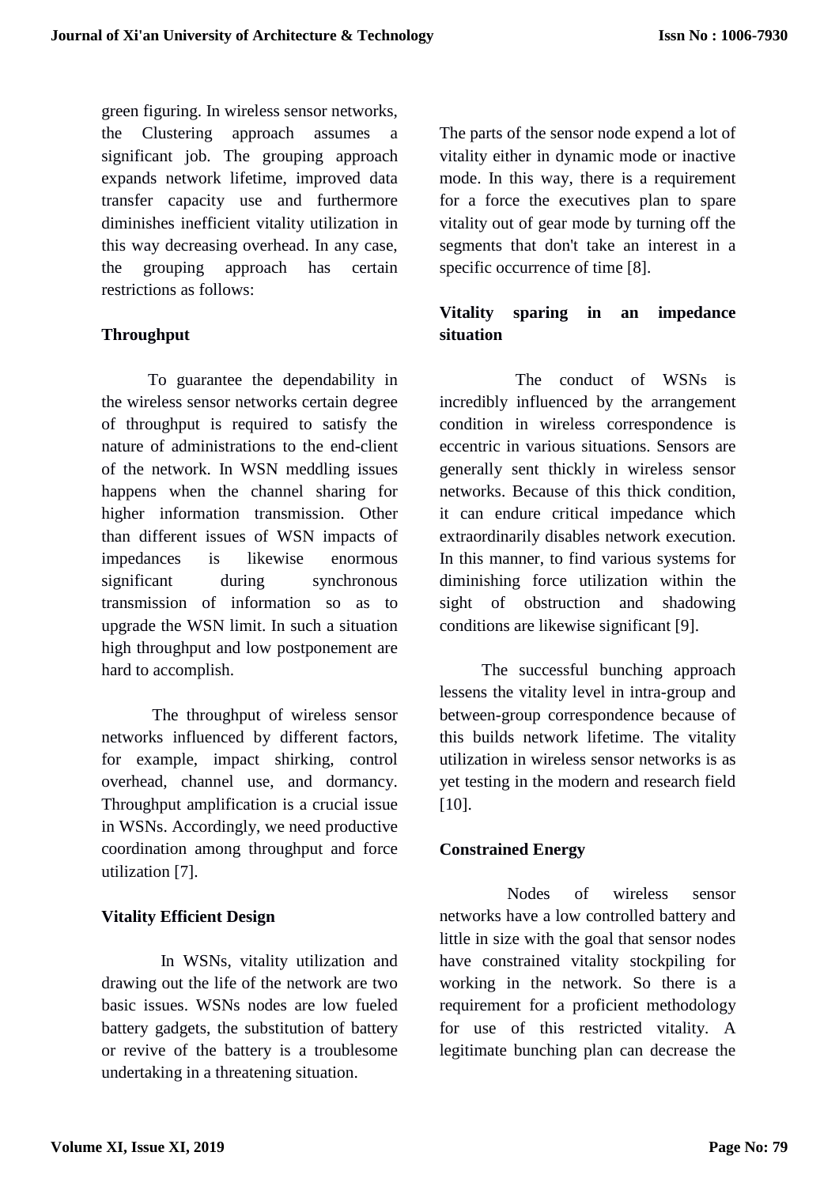green figuring. In wireless sensor networks, the Clustering approach assumes a significant job. The grouping approach expands network lifetime, improved data transfer capacity use and furthermore diminishes inefficient vitality utilization in this way decreasing overhead. In any case, the grouping approach has certain restrictions as follows:

### Throughput

To guarantee the dependability in the wireless sensor networks certain degree of throughput is required to satisfy the nature of administrations to the end-client of the network. In WSN meddling issues happens when the channel sharing for higher information transmission. Other than different issues of WSN impacts of impedances is likewise enormous significant during synchronous transmission of information so as to upgrade the WSN limit. In such a situation high throughput and low postponement are hard to accomplish.

The throughput of wireless sensor networks influenced by different factors, for example, impact shirking, control overhead, channel use, and dormancy. Throughput amplification is a crucial issue in WSNs. Accordingly, we need productive coordination among throughput and force utilization [7].

### Vitality Efficient Design

In WSNs, vitality utilization and drawing out the life of the network are two basic issues. WSNs nodes are low fueled battery gadgets, the substitution of battery or revive of the battery is a troublesome undertaking in a threatening situation. The parts of the sensor node expend a lot of vitality either in dynamic mode or inactive mode. In this way, there is a requirement for a force the executives plan to spare vitality out of gear mode by turning off the segments that don't take an interest in a specific occurrence of time [8].

### Vitality sparing in an impedance situation

The conduct of WSNs is incredibly influenced by the arrangement condition in wireless correspondence is eccentric in various situations. Sensors are generally sent thickly in wireless sensor networks. Because of this thick condition, it can endure critical impedance which extraordinarily disables network execution. In this manner, to find various systems for diminishing force utilization within the sight of obstruction and shadowing conditions are likewise significant [9].

The successful bunching approach lessens the vitality level in intra-group and between-group correspondence because of this builds network lifetime. The vitality utilization in wireless sensor networks is as yet testing in the modern and research field [10].

### Constrained Energy

Nodes of wireless sensor networks have a low controlled battery and little in size with the goal that sensor nodes have constrained vitality stockpiling for working in the network. So there is a requirement for a proficient methodology for use of this restricted vitality. A legitimate bunching plan can decrease the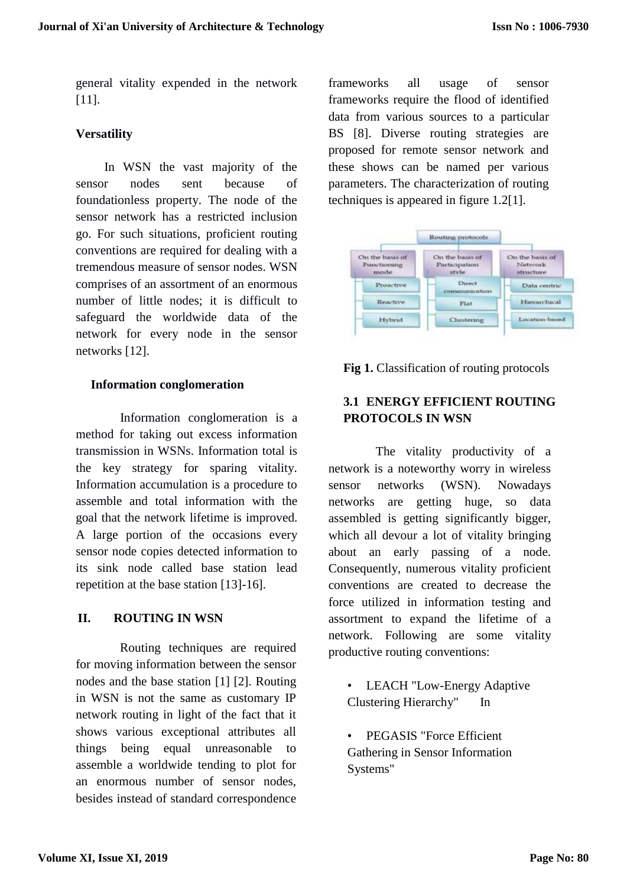general vitality expended in the network [11].

**Versatility**

In WSN the vast majority of the sensor nodes sent because of foundationless property. The node of the sensor network has a restricted inclusion go. For such situations, proficient routing conventions are required for dealing with a tremendous measure of sensor nodes. WSN comprises of an assortment of an enormous number of little nodes; it is difficult to safeguard the worldwide data of the network for every node in the sensor networks [12].

**Information conglomeration**

Information conglomeration is a method for taking out excess information transmission in WSNs. Information total is the key strategy for sparing vitality. Information accumulation is a procedure to assemble and total information with the goal that the network lifetime is improved. A large portion of the occasions every sensor node copies detected information to its sink node called base station lead repetition at the base station [13]-16].

## II. ROUTING IN WSN

Routing techniques are required for moving information between the sensor nodes and the base station [1] [2]. Routing in WSN is not the same as customary IP network routing in light of the fact that it shows various exceptional attributes all things being equal unreasonable to assemble a worldwide tending to plot for an enormous number of sensor nodes, besides instead of standard correspondence frameworks all usage of sensor frameworks require the flood of identified data from various sources to a particular BS [8]. Diverse routing strategies are proposed for remote sensor network and these shows can be named per various parameters. The characterization of routing techniques is appeared in figure 1.2[1].

**Fig 1.** Classification of routing protocols

### 3.1 ENERGY EFFICIENT ROUTING PROTOCOLS IN WSN

The vitality productivity of a network is a noteworthy worry in wireless sensor networks (WSN). Nowadays networks are getting huge, so data assembled is getting significantly bigger, which all devour a lot of vitality bringing about an early passing of a node. Consequently, numerous vitality proficient conventions are created to decrease the force utilized in information testing and assortment to expand the lifetime of a network. Following are some vitality productive routing conventions:

- LEACH "Low-Energy Adaptive Clustering Hierarchy" In
- PEGASIS "Force Efficient Gathering in Sensor Information Systems"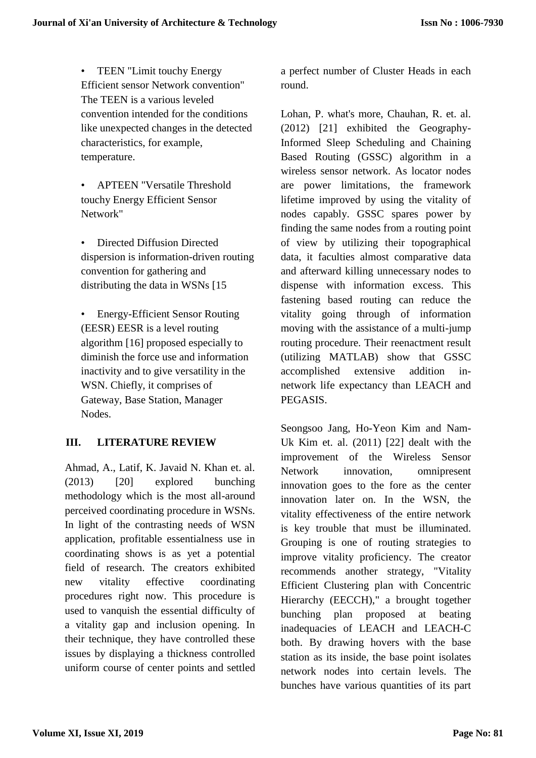- TEEN "Limit touchy Energy Efficient sensor Network convention" The TEEN is a various leveled convention intended for the conditions like unexpected changes in the detected characteristics, for example, temperature.

- APTEEN "Versatile Threshold touchy Energy Efficient Sensor Network"

- Directed Diffusion Directed dispersion is information-driven routing convention for gathering and distributing the data in WSNs [15

- Energy-Efficient Sensor Routing (EESR) EESR is a level routing algorithm [16] proposed especially to diminish the force use and information inactivity and to give versatility in the WSN. Chiefly, it comprises of Gateway, Base Station, Manager Nodes.

## III. LITERATURE REVIEW

Ahmad, A., Latif, K. Javaid N. Khan et. al. (2013) [20] explored bunching methodology which is the most all-around perceived coordinating procedure in WSNs. In light of the contrasting needs of WSN application, profitable essentialness use in coordinating shows is as yet a potential field of research. The creators exhibited new vitality effective coordinating procedures right now. This procedure is used to vanquish the essential difficulty of a vitality gap and inclusion opening. In their technique, they have controlled these issues by displaying a thickness controlled uniform course of center points and settled a perfect number of Cluster Heads in each round.

Lohan, P. what's more, Chauhan, R. et. al. (2012) [21] exhibited the Geography-Informed Sleep Scheduling and Chaining Based Routing (GSSC) algorithm in a wireless sensor network. As locator nodes are power limitations, the framework lifetime improved by using the vitality of nodes capably. GSSC spares power by finding the same nodes from a routing point of view by utilizing their topographical data, it faculties almost comparative data and afterward killing unnecessary nodes to dispense with information excess. This fastening based routing can reduce the vitality going through of information moving with the assistance of a multi-jump routing procedure. Their reenactment result (utilizing MATLAB) show that GSSC accomplished extensive addition in-network life expectancy than LEACH and PEGASIS.

Seongsoo Jang, Ho-Yeon Kim and Nam-Uk Kim et. al. (2011) [22] dealt with the improvement of the Wireless Sensor Network innovation, omnipresent innovation goes to the fore as the center innovation later on. In the WSN, the vitality effectiveness of the entire network is key trouble that must be illuminated. Grouping is one of routing strategies to improve vitality proficiency. The creator recommends another strategy, "Vitality Efficient Clustering plan with Concentric Hierarchy (EECCH)," a brought together bunching plan proposed at beating inadequacies of LEACH and LEACH-C both. By drawing hovers with the base station as its inside, the base point isolates network nodes into certain levels. The bunches have various quantities of its part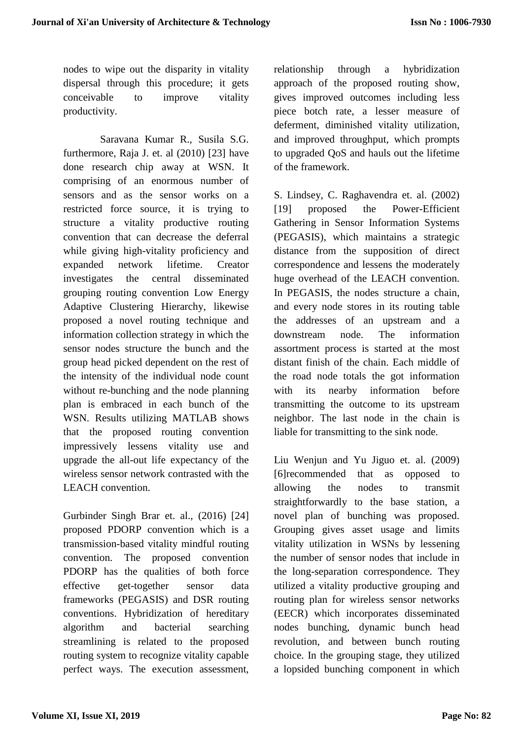nodes to wipe out the disparity in vitality dispersal through this procedure; it gets conceivable to improve vitality productivity.

Saravana Kumar R., Susila S.G. furthermore, Raja J. et. al (2010) [23] have done research chip away at WSN. It comprising of an enormous number of sensors and as the sensor works on a restricted force source, it is trying to structure a vitality productive routing convention that can decrease the deferral while giving high-vitality proficiency and expanded network lifetime. Creator investigates the central disseminated grouping routing convention Low Energy Adaptive Clustering Hierarchy, likewise proposed a novel routing technique and information collection strategy in which the sensor nodes structure the bunch and the group head picked dependent on the rest of the intensity of the individual node count without re-bunching and the node planning plan is embraced in each bunch of the WSN. Results utilizing MATLAB shows that the proposed routing convention impressively lessens vitality use and upgrade the all-out life expectancy of the wireless sensor network contrasted with the LEACH convention.

Gurbinder Singh Brar et. al., (2016) [24] proposed PDORP convention which is a transmission-based vitality mindful routing convention. The proposed convention PDORP has the qualities of both force effective get-together sensor data frameworks (PEGASIS) and DSR routing conventions. Hybridization of hereditary algorithm and bacterial searching streamlining is related to the proposed routing system to recognize vitality capable perfect ways. The execution assessment, relationship through a hybridization approach of the proposed routing show, gives improved outcomes including less piece botch rate, a lesser measure of deferment, diminished vitality utilization, and improved throughput, which prompts to upgraded QoS and hauls out the lifetime of the framework.

S. Lindsey, C. Raghavendra et. al. (2002) [19] proposed the Power-Efficient Gathering in Sensor Information Systems (PEGASIS), which maintains a strategic distance from the supposition of direct correspondence and lessens the moderately huge overhead of the LEACH convention. In PEGASIS, the nodes structure a chain, and every node stores in its routing table the addresses of an upstream and a downstream node. The information assortment process is started at the most distant finish of the chain. Each middle of the road node totals the got information with its nearby information before transmitting the outcome to its upstream neighbor. The last node in the chain is liable for transmitting to the sink node.

Liu Wenjun and Yu Jiguo et. al. (2009) [6]recommended that as opposed to allowing the nodes to transmit straightforwardly to the base station, a novel plan of bunching was proposed. Grouping gives asset usage and limits vitality utilization in WSNs by lessening the number of sensor nodes that include in the long-separation correspondence. They utilized a vitality productive grouping and routing plan for wireless sensor networks (EECR) which incorporates disseminated nodes bunching, dynamic bunch head revolution, and between bunch routing choice. In the grouping stage, they utilized a lopsided bunching component in which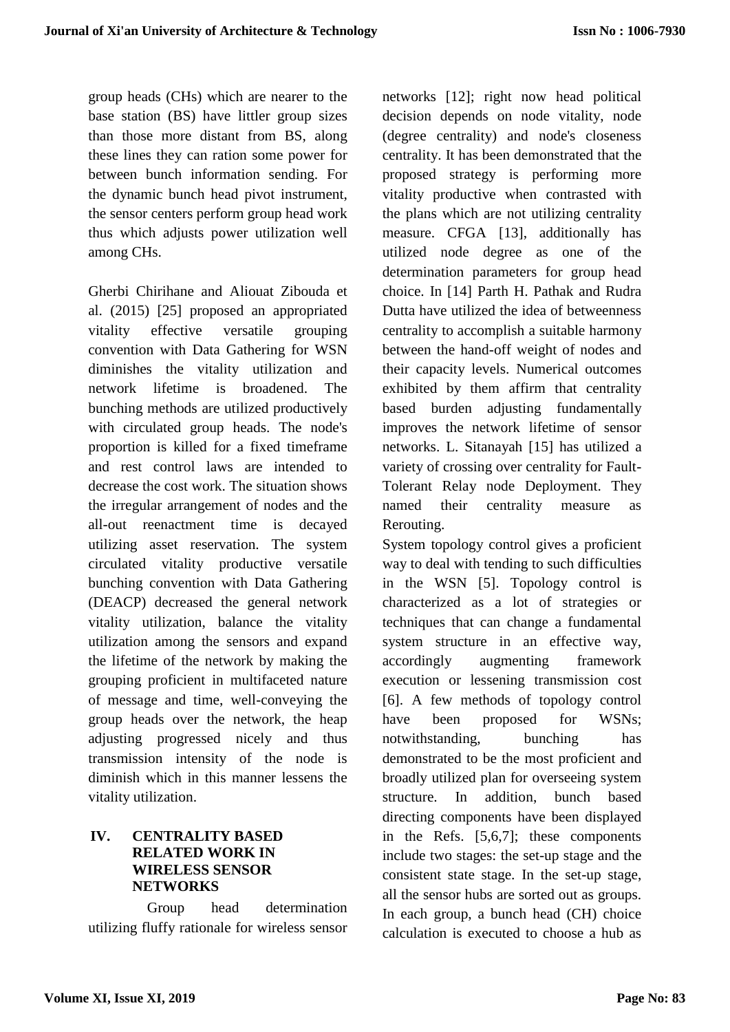group heads (CHs) which are nearer to the base station (BS) have littler group sizes than those more distant from BS, along these lines they can ration some power for between bunch information sending. For the dynamic bunch head pivot instrument, the sensor centers perform group head work thus which adjusts power utilization well among CHs.

Gherbi Chirihane and Aliouat Zibouda et al. (2015) [25] proposed an appropriated vitality effective versatile grouping convention with Data Gathering for WSN diminishes the vitality utilization and network lifetime is broadened. The bunching methods are utilized productively with circulated group heads. The node's proportion is killed for a fixed timeframe and rest control laws are intended to decrease the cost work. The situation shows the irregular arrangement of nodes and the all-out reenactment time is decayed utilizing asset reservation. The system circulated vitality productive versatile bunching convention with Data Gathering (DEACP) decreased the general network vitality utilization, balance the vitality utilization among the sensors and expand the lifetime of the network by making the grouping proficient in multifaceted nature of message and time, well-conveying the group heads over the network, the heap adjusting progressed nicely and thus transmission intensity of the node is diminish which in this manner lessens the vitality utilization.

## IV. CENTRALITY BASED RELATED WORK IN WIRELESS SENSOR NETWORKS

Group head determination utilizing fluffy rationale for wireless sensor networks [12]; right now head political decision depends on node vitality, node (degree centrality) and node's closeness centrality. It has been demonstrated that the proposed strategy is performing more vitality productive when contrasted with the plans which are not utilizing centrality measure. CFGA [13], additionally has utilized node degree as one of the determination parameters for group head choice. In [14] Parth H. Pathak and Rudra Dutta have utilized the idea of betweenness centrality to accomplish a suitable harmony between the hand-off weight of nodes and their capacity levels. Numerical outcomes exhibited by them affirm that centrality based burden adjusting fundamentally improves the network lifetime of sensor networks. L. Sitanayah [15] has utilized a variety of crossing over centrality for Fault-Tolerant Relay node Deployment. They named their centrality measure as Rerouting.

System topology control gives a proficient way to deal with tending to such difficulties in the WSN [5]. Topology control is characterized as a lot of strategies or techniques that can change a fundamental system structure in an effective way, accordingly augmenting framework execution or lessening transmission cost [6]. A few methods of topology control have been proposed for WSNs; notwithstanding, bunching has demonstrated to be the most proficient and broadly utilized plan for overseeing system structure. In addition, bunch based directing components have been displayed in the Refs. [5,6,7]; these components include two stages: the set-up stage and the consistent state stage. In the set-up stage, all the sensor hubs are sorted out as groups. In each group, a bunch head (CH) choice calculation is executed to choose a hub as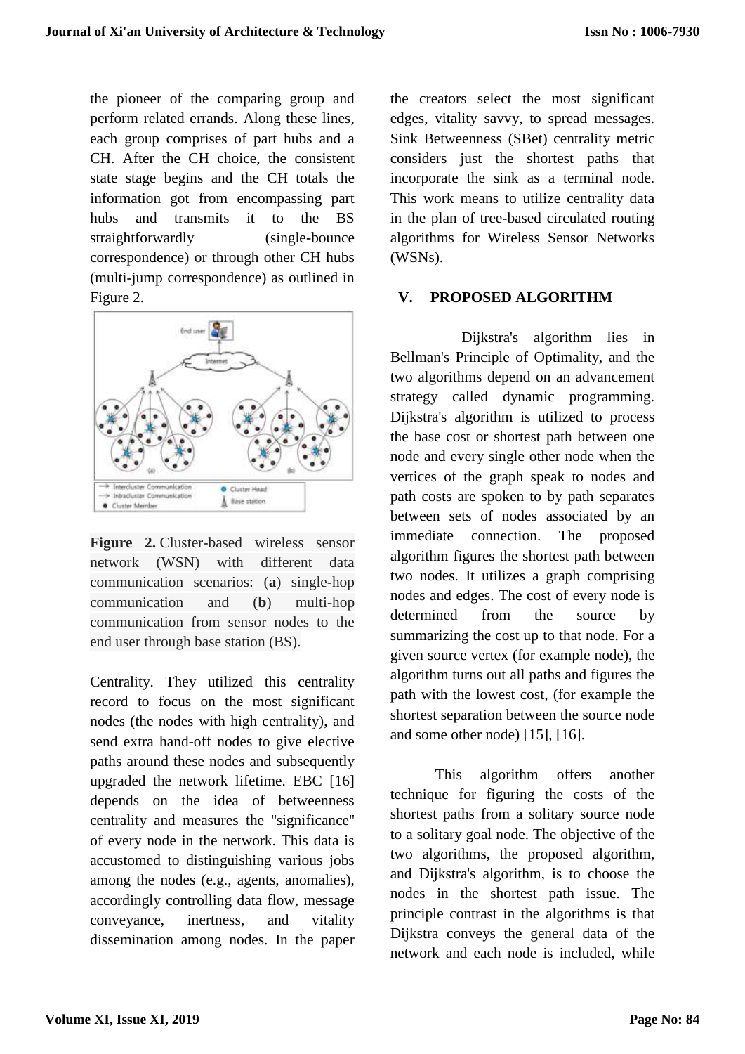the pioneer of the comparing group and perform related errands. Along these lines, each group comprises of part hubs and a CH. After the CH choice, the consistent state stage begins and the CH totals the information got from encompassing part hubs and transmits it to the BS straightforwardly (single-bounce correspondence) or through other CH hubs (multi-jump correspondence) as outlined in Figure 2.

**Figure 2.** Cluster-based wireless sensor network (WSN) with different data communication scenarios: (**a**) single-hop communication and (**b**) multi-hop communication from sensor nodes to the end user through base station (BS).

Centrality. They utilized this centrality record to focus on the most significant nodes (the nodes with high centrality), and send extra hand-off nodes to give elective paths around these nodes and subsequently upgraded the network lifetime. EBC [16] depends on the idea of betweenness centrality and measures the "significance" of every node in the network. This data is accustomed to distinguishing various jobs among the nodes (e.g., agents, anomalies), accordingly controlling data flow, message conveyance, inertness, and vitality dissemination among nodes. In the paper the creators select the most significant edges, vitality savvy, to spread messages. Sink Betweenness (SBet) centrality metric considers just the shortest paths that incorporate the sink as a terminal node. This work means to utilize centrality data in the plan of tree-based circulated routing algorithms for Wireless Sensor Networks (WSNs).

## V. PROPOSED ALGORITHM

Dijkstra's algorithm lies in Bellman's Principle of Optimality, and the two algorithms depend on an advancement strategy called dynamic programming. Dijkstra's algorithm is utilized to process the base cost or shortest path between one node and every single other node when the vertices of the graph speak to nodes and path costs are spoken to by path separates between sets of nodes associated by an immediate connection. The proposed algorithm figures the shortest path between two nodes. It utilizes a graph comprising nodes and edges. The cost of every node is determined from the source by summarizing the cost up to that node. For a given source vertex (for example node), the algorithm turns out all paths and figures the path with the lowest cost, (for example the shortest separation between the source node and some other node) [15], [16].

This algorithm offers another technique for figuring the costs of the shortest paths from a solitary source node to a solitary goal node. The objective of the two algorithms, the proposed algorithm, and Dijkstra's algorithm, is to choose the nodes in the shortest path issue. The principle contrast in the algorithms is that Dijkstra conveys the general data of the network and each node is included, while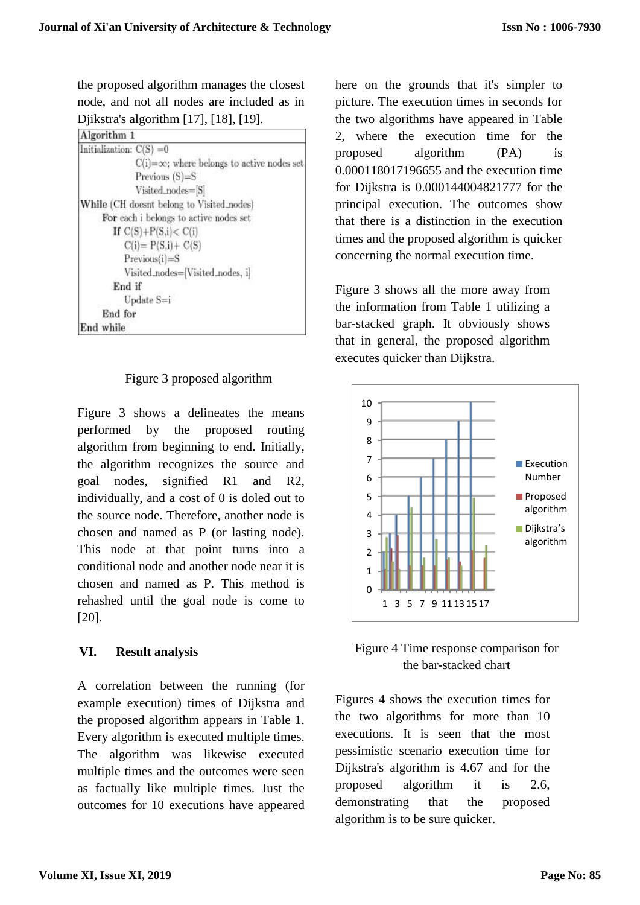the proposed algorithm manages the closest node, and not all nodes are included as in Djikstra's algorithm [17], [18], [19].

```
Algorithm 1
Initialization: C(S) =0
        C(i)=∞; where belongs to active nodes set
        Previous (S)=S
        Visited_nodes=[S]
While (CH doesnt belong to Visited_nodes)
    For each i belongs to active nodes set
        If C(S)+P(S,i)< C(i)
            C(i)= P(S,i)+ C(S)
            Previous(i)=S
            Visited_nodes=[Visited_nodes, i]
        End if
            Update S=i
    End for
End while
```

Figure 3 proposed algorithm

Figure 3 shows a delineates the means performed by the proposed routing algorithm from beginning to end. Initially, the algorithm recognizes the source and goal nodes, signified R1 and R2, individually, and a cost of 0 is doled out to the source node. Therefore, another node is chosen and named as P (or lasting node). This node at that point turns into a conditional node and another node near it is chosen and named as P. This method is rehashed until the goal node is come to [20].

## VI. Result analysis

A correlation between the running (for example execution) times of Dijkstra and the proposed algorithm appears in Table 1. Every algorithm is executed multiple times. The algorithm was likewise executed multiple times and the outcomes were seen as factually like multiple times. Just the outcomes for 10 executions have appeared here on the grounds that it's simpler to picture. The execution times in seconds for the two algorithms have appeared in Table 2, where the execution time for the proposed algorithm (PA) is 0.000118017196655 and the execution time for Dijkstra is 0.000144004821777 for the principal execution. The outcomes show that there is a distinction in the execution times and the proposed algorithm is quicker concerning the normal execution time.

Figure 3 shows all the more away from the information from Table 1 utilizing a bar-stacked graph. It obviously shows that in general, the proposed algorithm executes quicker than Dijkstra.

Figure 4 Time response comparison for the bar-stacked chart

Figures 4 shows the execution times for the two algorithms for more than 10 executions. It is seen that the most pessimistic scenario execution time for Dijkstra's algorithm is 4.67 and for the proposed algorithm it is 2.6, demonstrating that the proposed algorithm is to be sure quicker.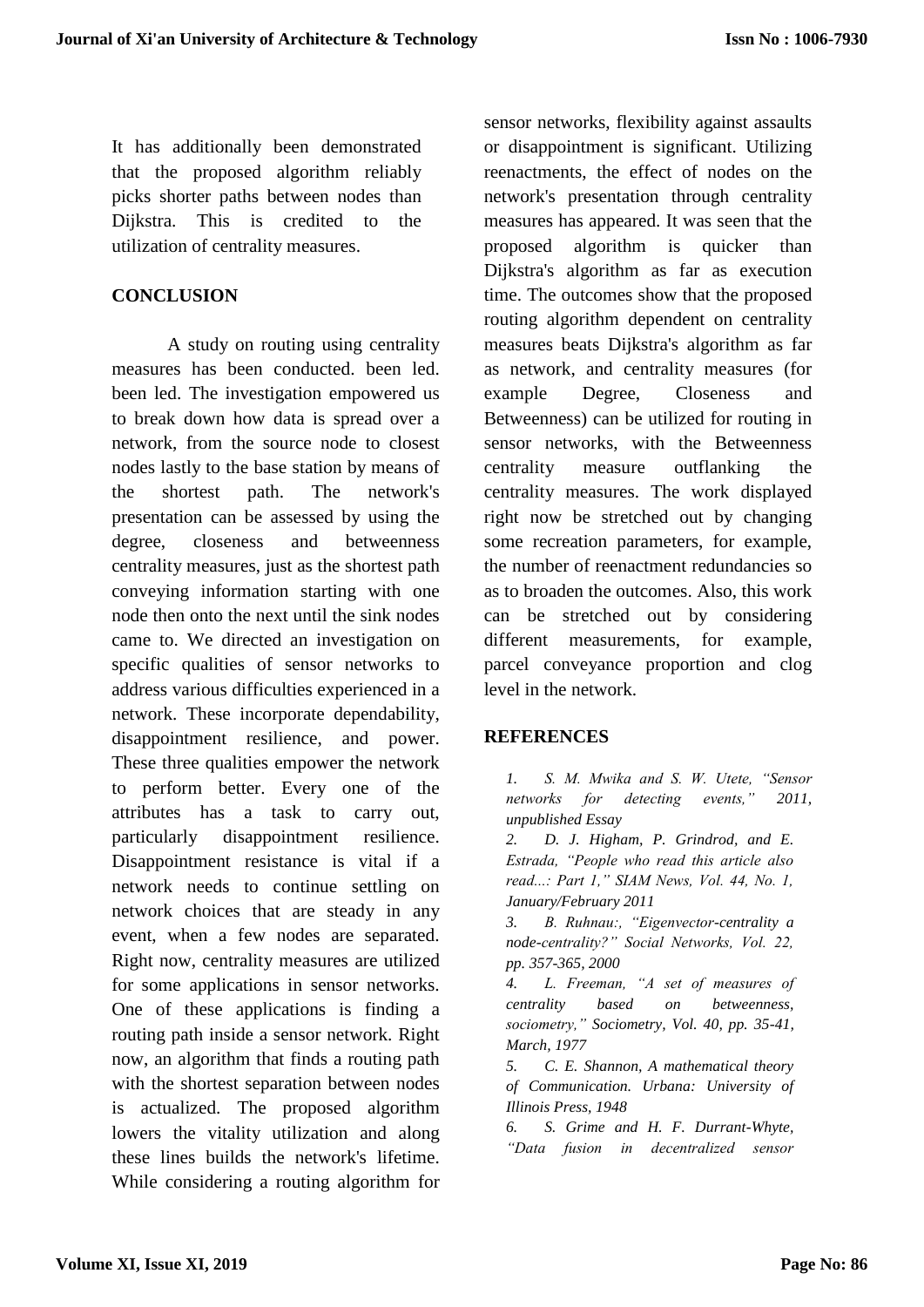It has additionally been demonstrated that the proposed algorithm reliably picks shorter paths between nodes than Dijkstra. This is credited to the utilization of centrality measures.

## CONCLUSION

A study on routing using centrality measures has been conducted. been led. been led. The investigation empowered us to break down how data is spread over a network, from the source node to closest nodes lastly to the base station by means of the shortest path. The network's presentation can be assessed by using the degree, closeness and betweenness centrality measures, just as the shortest path conveying information starting with one node then onto the next until the sink nodes came to. We directed an investigation on specific qualities of sensor networks to address various difficulties experienced in a network. These incorporate dependability, disappointment resilience, and power. These three qualities empower the network to perform better. Every one of the attributes has a task to carry out, particularly disappointment resilience. Disappointment resistance is vital if a network needs to continue settling on network choices that are steady in any event, when a few nodes are separated. Right now, centrality measures are utilized for some applications in sensor networks. One of these applications is finding a routing path inside a sensor network. Right now, an algorithm that finds a routing path with the shortest separation between nodes is actualized. The proposed algorithm lowers the vitality utilization and along these lines builds the network's lifetime. While considering a routing algorithm for sensor networks, flexibility against assaults or disappointment is significant. Utilizing reenactments, the effect of nodes on the network's presentation through centrality measures has appeared. It was seen that the proposed algorithm is quicker than Dijkstra's algorithm as far as execution time. The outcomes show that the proposed routing algorithm dependent on centrality measures beats Dijkstra's algorithm as far as network, and centrality measures (for example Degree, Closeness and Betweenness) can be utilized for routing in sensor networks, with the Betweenness centrality measure outflanking the centrality measures. The work displayed right now be stretched out by changing some recreation parameters, for example, the number of reenactment redundancies so as to broaden the outcomes. Also, this work can be stretched out by considering different measurements, for example, parcel conveyance proportion and clog level in the network.

## REFERENCES

1. *S. M. Mwika and S. W. Utete, "Sensor networks for detecting events," 2011, unpublished Essay*
2. *D. J. Higham, P. Grindrod, and E. Estrada, "People who read this article also read...: Part 1," SIAM News, Vol. 44, No. 1, January/February 2011*
3. *B. Ruhnau:, "Eigenvector-centrality a node-centrality?" Social Networks, Vol. 22, pp. 357-365, 2000*
4. *L. Freeman, "A set of measures of centrality based on betweenness, sociometry," Sociometry, Vol. 40, pp. 35-41, March, 1977*
5. *C. E. Shannon, A mathematical theory of Communication. Urbana: University of Illinois Press, 1948*
6. *S. Grime and H. F. Durrant-Whyte, "Data fusion in decentralized sensor*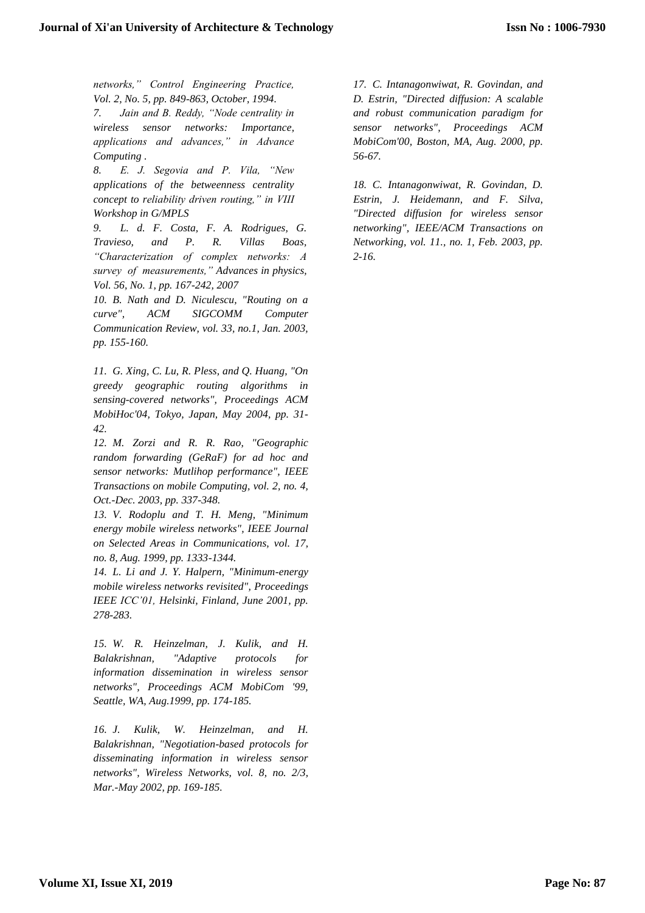*networks," Control Engineering Practice, Vol. 2, No. 5, pp. 849-863, October, 1994.*

*7. Jain and B. Reddy, "Node centrality in wireless sensor networks: Importance, applications and advances," in Advance Computing .*

*8. E. J. Segovia and P. Vila, "New applications of the betweenness centrality concept to reliability driven routing," in VIII Workshop in G/MPLS*

*9. L. d. F. Costa, F. A. Rodrigues, G. Travieso, and P. R. Villas Boas, "Characterization of complex networks: A survey of measurements," Advances in physics, Vol. 56, No. 1, pp. 167-242, 2007*

*10. B. Nath and D. Niculescu, "Routing on a curve", ACM SIGCOMM Computer Communication Review, vol. 33, no.1, Jan. 2003, pp. 155-160.*

*11. G. Xing, C. Lu, R. Pless, and Q. Huang, "On greedy geographic routing algorithms in sensing-covered networks", Proceedings ACM MobiHoc'04, Tokyo, Japan, May 2004, pp. 31-42.*

*12. M. Zorzi and R. R. Rao, "Geographic random forwarding (GeRaF) for ad hoc and sensor networks: Mutlihop performance", IEEE Transactions on mobile Computing, vol. 2, no. 4, Oct.-Dec. 2003, pp. 337-348.*

*13. V. Rodoplu and T. H. Meng, "Minimum energy mobile wireless networks", IEEE Journal on Selected Areas in Communications, vol. 17, no. 8, Aug. 1999, pp. 1333-1344.*

*14. L. Li and J. Y. Halpern, "Minimum-energy mobile wireless networks revisited", Proceedings IEEE ICC'01, Helsinki, Finland, June 2001, pp. 278-283.*

*15. W. R. Heinzelman, J. Kulik, and H. Balakrishnan, "Adaptive protocols for information dissemination in wireless sensor networks", Proceedings ACM MobiCom '99, Seattle, WA, Aug.1999, pp. 174-185.*

*16. J. Kulik, W. Heinzelman, and H. Balakrishnan, "Negotiation-based protocols for disseminating information in wireless sensor networks", Wireless Networks, vol. 8, no. 2/3, Mar.-May 2002, pp. 169-185.*

*17. C. Intanagonwiwat, R. Govindan, and D. Estrin, "Directed diffusion: A scalable and robust communication paradigm for sensor networks", Proceedings ACM MobiCom'00, Boston, MA, Aug. 2000, pp. 56-67.*

*18. C. Intanagonwiwat, R. Govindan, D. Estrin, J. Heidemann, and F. Silva, "Directed diffusion for wireless sensor networking", IEEE/ACM Transactions on Networking, vol. 11., no. 1, Feb. 2003, pp. 2-16.*